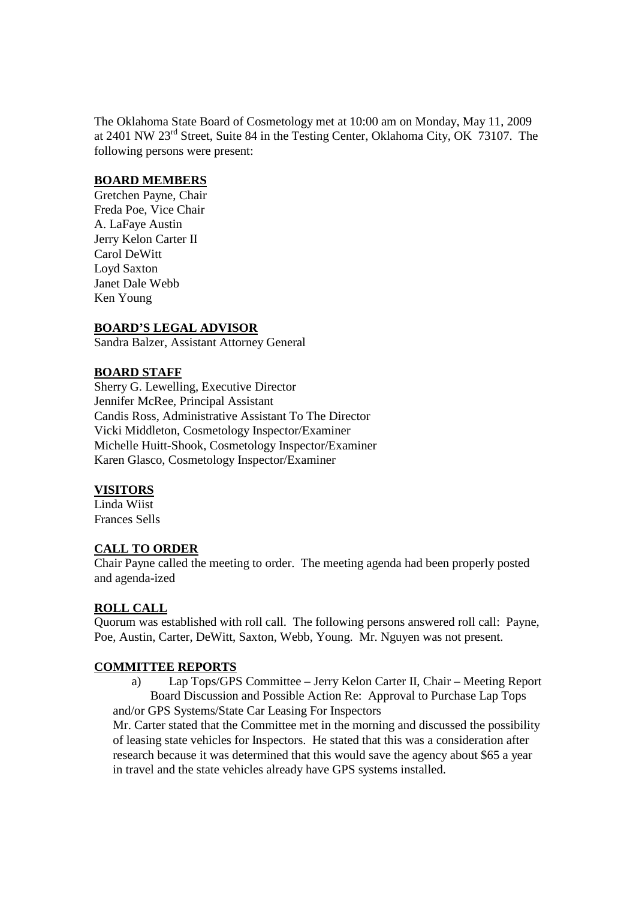The Oklahoma State Board of Cosmetology met at 10:00 am on Monday, May 11, 2009 at 2401 NW 23rd Street, Suite 84 in the Testing Center, Oklahoma City, OK 73107. The following persons were present:

**BOARD MEMBERS**

Gretchen Payne, Chair
Freda Poe, Vice Chair
A. LaFaye Austin
Jerry Kelon Carter II
Carol DeWitt
Loyd Saxton
Janet Dale Webb
Ken Young

**BOARD'S LEGAL ADVISOR**

Sandra Balzer, Assistant Attorney General

**BOARD STAFF**

Sherry G. Lewelling, Executive Director
Jennifer McRee, Principal Assistant
Candis Ross, Administrative Assistant To The Director
Vicki Middleton, Cosmetology Inspector/Examiner
Michelle Huitt-Shook, Cosmetology Inspector/Examiner
Karen Glasco, Cosmetology Inspector/Examiner

**VISITORS**

Linda Wiist
Frances Sells

**CALL TO ORDER**

Chair Payne called the meeting to order. The meeting agenda had been properly posted and agenda-ized

**ROLL CALL**

Quorum was established with roll call. The following persons answered roll call: Payne, Poe, Austin, Carter, DeWitt, Saxton, Webb, Young. Mr. Nguyen was not present.

**COMMITTEE REPORTS**

a) Lap Tops/GPS Committee – Jerry Kelon Carter II, Chair – Meeting Report
Board Discussion and Possible Action Re: Approval to Purchase Lap Tops and/or GPS Systems/State Car Leasing For Inspectors

Mr. Carter stated that the Committee met in the morning and discussed the possibility of leasing state vehicles for Inspectors. He stated that this was a consideration after research because it was determined that this would save the agency about $65 a year in travel and the state vehicles already have GPS systems installed.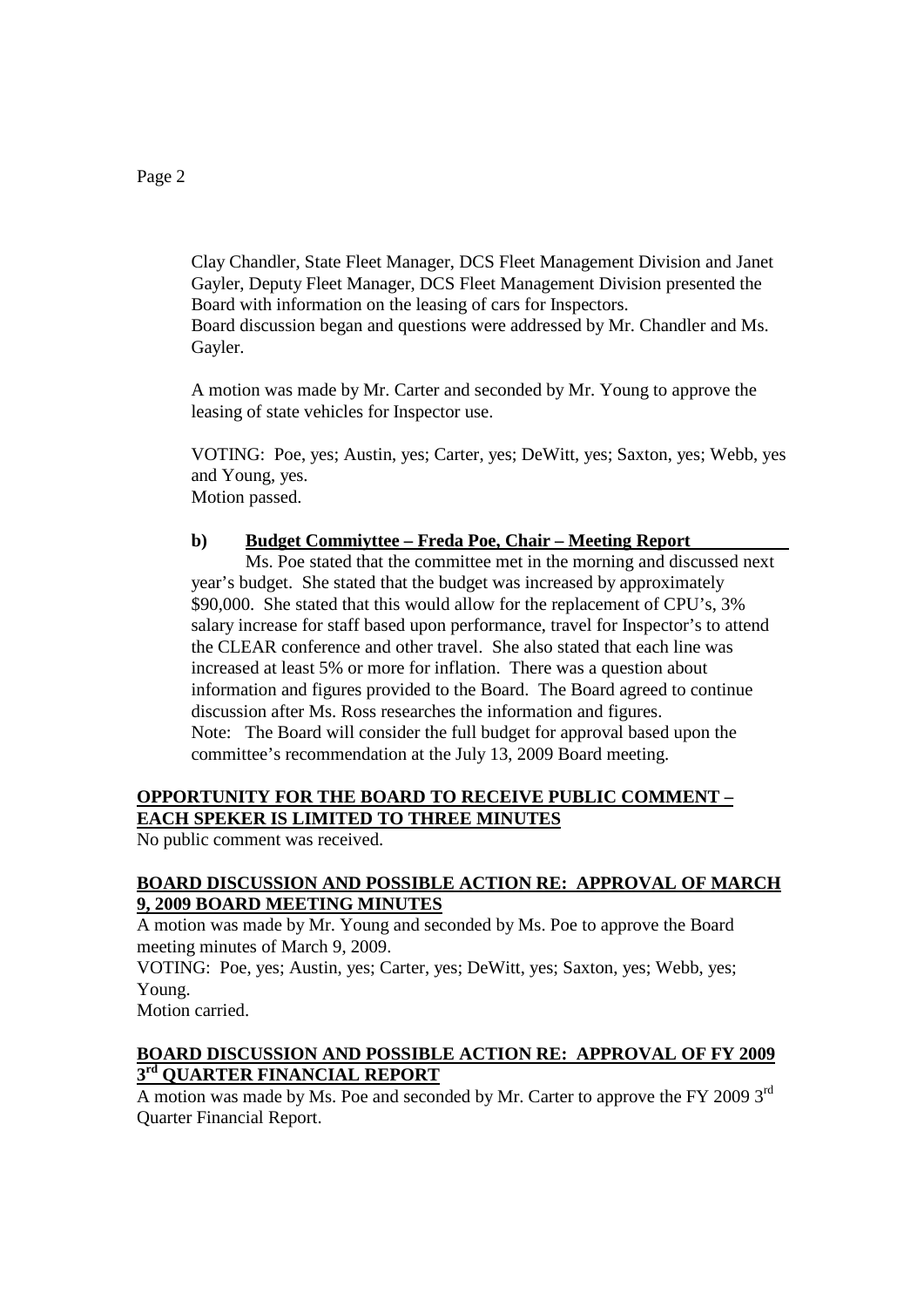Clay Chandler, State Fleet Manager, DCS Fleet Management Division and Janet Gayler, Deputy Fleet Manager, DCS Fleet Management Division presented the Board with information on the leasing of cars for Inspectors.
Board discussion began and questions were addressed by Mr. Chandler and Ms. Gayler.

A motion was made by Mr. Carter and seconded by Mr. Young to approve the leasing of state vehicles for Inspector use.

VOTING: Poe, yes; Austin, yes; Carter, yes; DeWitt, yes; Saxton, yes; Webb, yes and Young, yes.
Motion passed.

**b) <u>Budget Commiyttee – Freda Poe, Chair – Meeting Report</u>**

Ms. Poe stated that the committee met in the morning and discussed next year's budget. She stated that the budget was increased by approximately \$90,000. She stated that this would allow for the replacement of CPU's, 3% salary increase for staff based upon performance, travel for Inspector's to attend the CLEAR conference and other travel. She also stated that each line was increased at least 5% or more for inflation. There was a question about information and figures provided to the Board. The Board agreed to continue discussion after Ms. Ross researches the information and figures.
Note: The Board will consider the full budget for approval based upon the committee's recommendation at the July 13, 2009 Board meeting.

**<u>OPPORTUNITY FOR THE BOARD TO RECEIVE PUBLIC COMMENT – EACH SPEKER IS LIMITED TO THREE MINUTES</u>**

No public comment was received.

**<u>BOARD DISCUSSION AND POSSIBLE ACTION RE: APPROVAL OF MARCH 9, 2009 BOARD MEETING MINUTES</u>**

A motion was made by Mr. Young and seconded by Ms. Poe to approve the Board meeting minutes of March 9, 2009.
VOTING: Poe, yes; Austin, yes; Carter, yes; DeWitt, yes; Saxton, yes; Webb, yes; Young.
Motion carried.

**<u>BOARD DISCUSSION AND POSSIBLE ACTION RE: APPROVAL OF FY 2009 3rd QUARTER FINANCIAL REPORT</u>**

A motion was made by Ms. Poe and seconded by Mr. Carter to approve the FY 2009 3rd Quarter Financial Report.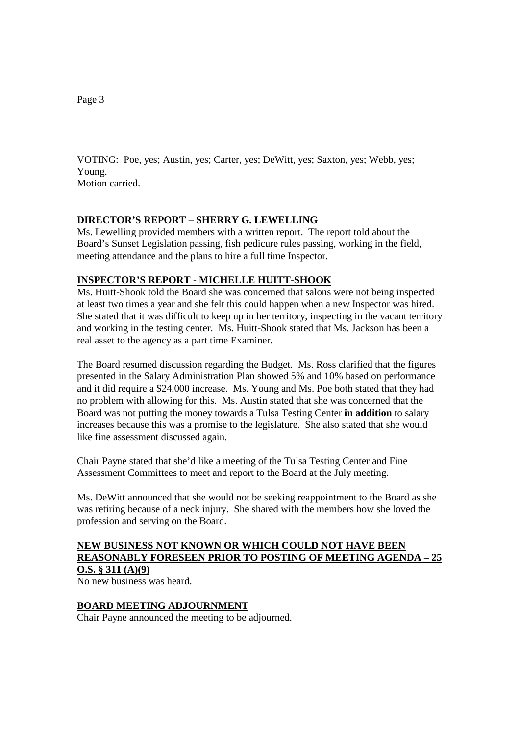VOTING: Poe, yes; Austin, yes; Carter, yes; DeWitt, yes; Saxton, yes; Webb, yes; Young.
Motion carried.

**DIRECTOR'S REPORT – SHERRY G. LEWELLING**

Ms. Lewelling provided members with a written report. The report told about the Board's Sunset Legislation passing, fish pedicure rules passing, working in the field, meeting attendance and the plans to hire a full time Inspector.

**INSPECTOR'S REPORT - MICHELLE HUITT-SHOOK**

Ms. Huitt-Shook told the Board she was concerned that salons were not being inspected at least two times a year and she felt this could happen when a new Inspector was hired. She stated that it was difficult to keep up in her territory, inspecting in the vacant territory and working in the testing center. Ms. Huitt-Shook stated that Ms. Jackson has been a real asset to the agency as a part time Examiner.

The Board resumed discussion regarding the Budget. Ms. Ross clarified that the figures presented in the Salary Administration Plan showed 5% and 10% based on performance and it did require a $24,000 increase. Ms. Young and Ms. Poe both stated that they had no problem with allowing for this. Ms. Austin stated that she was concerned that the Board was not putting the money towards a Tulsa Testing Center **in addition** to salary increases because this was a promise to the legislature. She also stated that she would like fine assessment discussed again.

Chair Payne stated that she'd like a meeting of the Tulsa Testing Center and Fine Assessment Committees to meet and report to the Board at the July meeting.

Ms. DeWitt announced that she would not be seeking reappointment to the Board as she was retiring because of a neck injury. She shared with the members how she loved the profession and serving on the Board.

**NEW BUSINESS NOT KNOWN OR WHICH COULD NOT HAVE BEEN REASONABLY FORESEEN PRIOR TO POSTING OF MEETING AGENDA – 25 O.S. § 311 (A)(9)**

No new business was heard.

**BOARD MEETING ADJOURNMENT**

Chair Payne announced the meeting to be adjourned.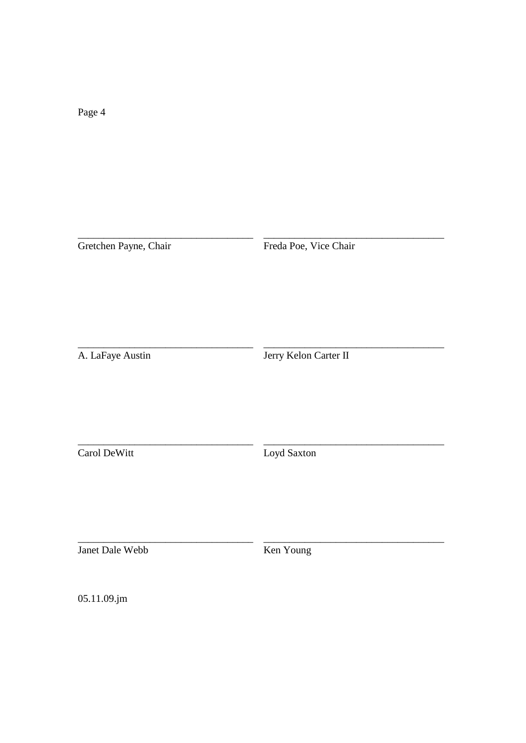\_\_\_\_\_\_\_\_\_\_\_\_\_\_\_\_\_\_\_\_\_\_\_\_\_\_\_\_\_\_\_\_\_\_
Gretchen Payne, Chair

\_\_\_\_\_\_\_\_\_\_\_\_\_\_\_\_\_\_\_\_\_\_\_\_\_\_\_\_\_\_\_\_\_\_
Freda Poe, Vice Chair

\_\_\_\_\_\_\_\_\_\_\_\_\_\_\_\_\_\_\_\_\_\_\_\_\_\_\_\_\_\_\_\_\_\_
A. LaFaye Austin

\_\_\_\_\_\_\_\_\_\_\_\_\_\_\_\_\_\_\_\_\_\_\_\_\_\_\_\_\_\_\_\_\_\_
Jerry Kelon Carter II

\_\_\_\_\_\_\_\_\_\_\_\_\_\_\_\_\_\_\_\_\_\_\_\_\_\_\_\_\_\_\_\_\_\_
Carol DeWitt

\_\_\_\_\_\_\_\_\_\_\_\_\_\_\_\_\_\_\_\_\_\_\_\_\_\_\_\_\_\_\_\_\_\_
Loyd Saxton

\_\_\_\_\_\_\_\_\_\_\_\_\_\_\_\_\_\_\_\_\_\_\_\_\_\_\_\_\_\_\_\_\_\_
Janet Dale Webb

\_\_\_\_\_\_\_\_\_\_\_\_\_\_\_\_\_\_\_\_\_\_\_\_\_\_\_\_\_\_\_\_\_\_
Ken Young

05.11.09.jm